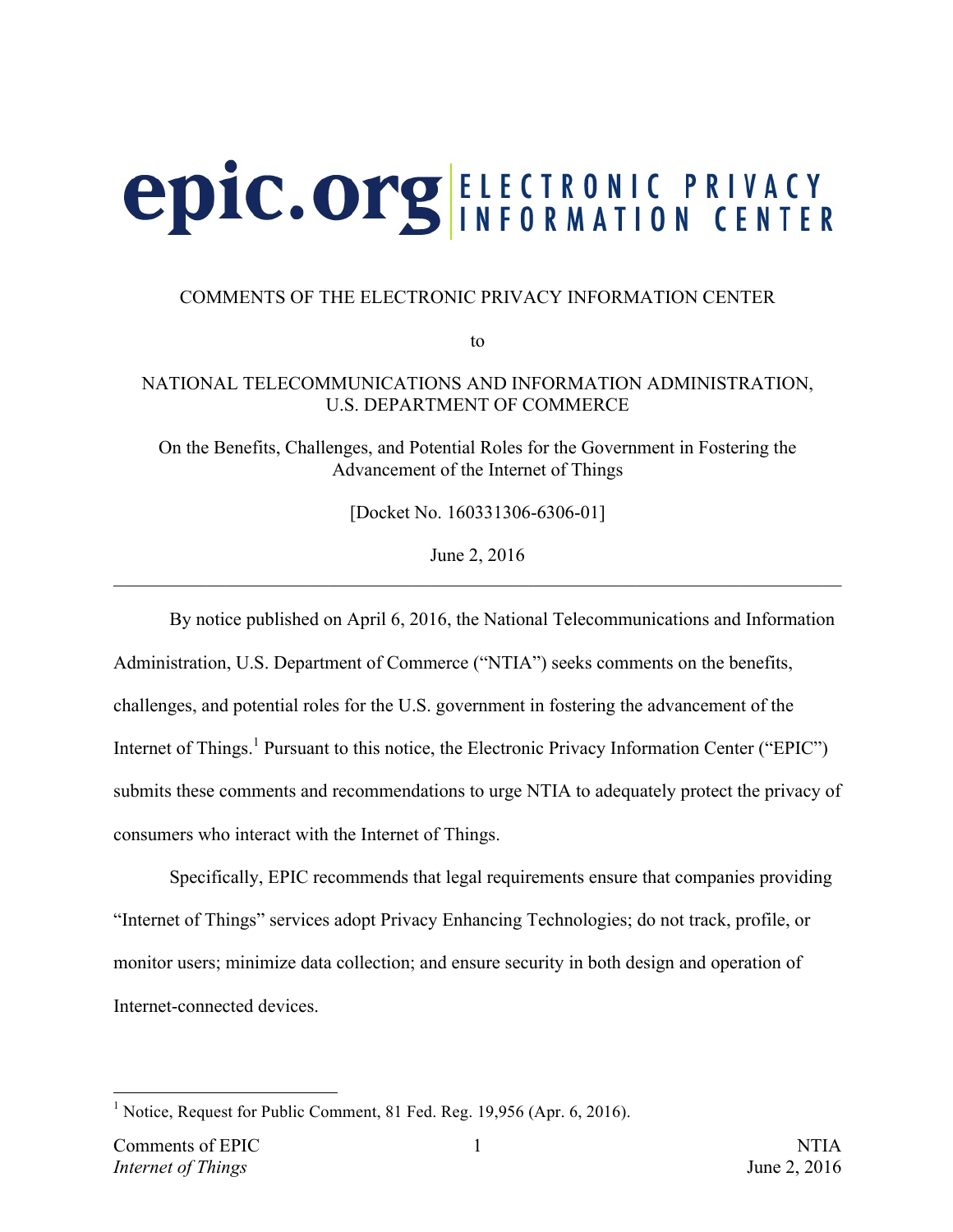epic.org | ELECTRONIC PRIVACY INFORMATION CENTER

COMMENTS OF THE ELECTRONIC PRIVACY INFORMATION CENTER

to

NATIONAL TELECOMMUNICATIONS AND INFORMATION ADMINISTRATION, U.S. DEPARTMENT OF COMMERCE

On the Benefits, Challenges, and Potential Roles for the Government in Fostering the Advancement of the Internet of Things

[Docket No. 160331306-6306-01]

June 2, 2016

---

By notice published on April 6, 2016, the National Telecommunications and Information Administration, U.S. Department of Commerce ("NTIA") seeks comments on the benefits, challenges, and potential roles for the U.S. government in fostering the advancement of the Internet of Things.[1] Pursuant to this notice, the Electronic Privacy Information Center ("EPIC") submits these comments and recommendations to urge NTIA to adequately protect the privacy of consumers who interact with the Internet of Things.

Specifically, EPIC recommends that legal requirements ensure that companies providing "Internet of Things" services adopt Privacy Enhancing Technologies; do not track, profile, or monitor users; minimize data collection; and ensure security in both design and operation of Internet-connected devices.

---

[1] Notice, Request for Public Comment, 81 Fed. Reg. 19,956 (Apr. 6, 2016).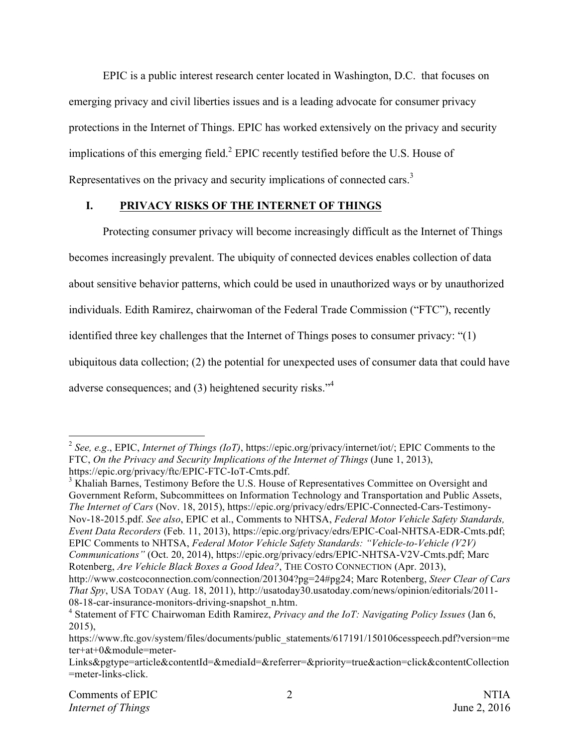EPIC is a public interest research center located in Washington, D.C. that focuses on emerging privacy and civil liberties issues and is a leading advocate for consumer privacy protections in the Internet of Things. EPIC has worked extensively on the privacy and security implications of this emerging field.[2] EPIC recently testified before the U.S. House of Representatives on the privacy and security implications of connected cars.[3]

## I. PRIVACY RISKS OF THE INTERNET OF THINGS

Protecting consumer privacy will become increasingly difficult as the Internet of Things becomes increasingly prevalent. The ubiquity of connected devices enables collection of data about sensitive behavior patterns, which could be used in unauthorized ways or by unauthorized individuals. Edith Ramirez, chairwoman of the Federal Trade Commission ("FTC"), recently identified three key challenges that the Internet of Things poses to consumer privacy: "(1) ubiquitous data collection; (2) the potential for unexpected uses of consumer data that could have adverse consequences; and (3) heightened security risks."[4]

---

[2] *See, e.g.*, EPIC, *Internet of Things (IoT)*, https://epic.org/privacy/internet/iot/; EPIC Comments to the FTC, *On the Privacy and Security Implications of the Internet of Things* (June 1, 2013), https://epic.org/privacy/ftc/EPIC-FTC-IoT-Cmts.pdf.

[3] Khaliah Barnes, Testimony Before the U.S. House of Representatives Committee on Oversight and Government Reform, Subcommittees on Information Technology and Transportation and Public Assets, *The Internet of Cars* (Nov. 18, 2015), https://epic.org/privacy/edrs/EPIC-Connected-Cars-Testimony-Nov-18-2015.pdf. *See also*, EPIC et al., Comments to NHTSA, *Federal Motor Vehicle Safety Standards, Event Data Recorders* (Feb. 11, 2013), https://epic.org/privacy/edrs/EPIC-Coal-NHTSA-EDR-Cmts.pdf; EPIC Comments to NHTSA, *Federal Motor Vehicle Safety Standards: "Vehicle-to-Vehicle (V2V) Communications"* (Oct. 20, 2014), https://epic.org/privacy/edrs/EPIC-NHTSA-V2V-Cmts.pdf; Marc Rotenberg, *Are Vehicle Black Boxes a Good Idea?*, THE COSTO CONNECTION (Apr. 2013), http://www.costcoconnection.com/connection/201304?pg=24#pg24; Marc Rotenberg, *Steer Clear of Cars That Spy*, USA TODAY (Aug. 18, 2011), http://usatoday30.usatoday.com/news/opinion/editorials/2011-08-18-car-insurance-monitors-driving-snapshot_n.htm.

[4] Statement of FTC Chairwoman Edith Ramirez, *Privacy and the IoT: Navigating Policy Issues* (Jan 6, 2015), https://www.ftc.gov/system/files/documents/public_statements/617191/150106cesspeech.pdf?version=meter+at+0&module=meter-Links&pgtype=article&contentId=&mediaId=&referrer=&priority=true&action=click&contentCollection=meter-links-click.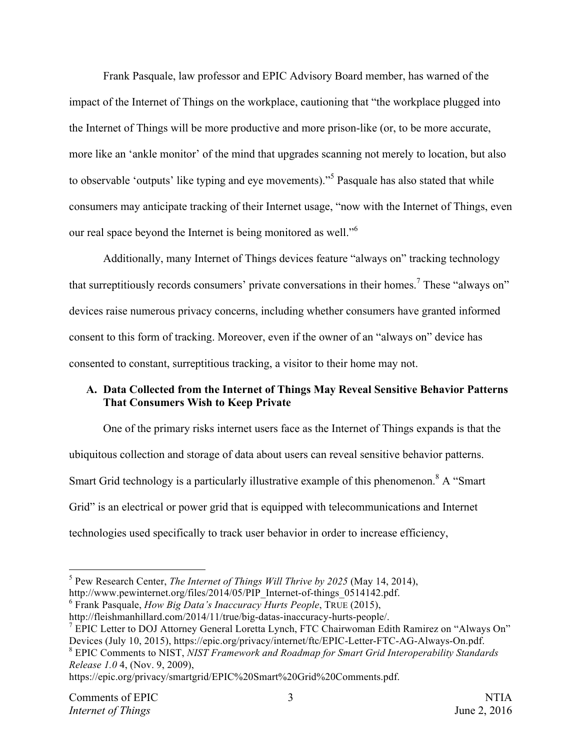Frank Pasquale, law professor and EPIC Advisory Board member, has warned of the impact of the Internet of Things on the workplace, cautioning that "the workplace plugged into the Internet of Things will be more productive and more prison-like (or, to be more accurate, more like an 'ankle monitor' of the mind that upgrades scanning not merely to location, but also to observable 'outputs' like typing and eye movements)."[5] Pasquale has also stated that while consumers may anticipate tracking of their Internet usage, "now with the Internet of Things, even our real space beyond the Internet is being monitored as well."[6]

Additionally, many Internet of Things devices feature "always on" tracking technology that surreptitiously records consumers' private conversations in their homes.[7] These "always on" devices raise numerous privacy concerns, including whether consumers have granted informed consent to this form of tracking. Moreover, even if the owner of an "always on" device has consented to constant, surreptitious tracking, a visitor to their home may not.

### A. Data Collected from the Internet of Things May Reveal Sensitive Behavior Patterns That Consumers Wish to Keep Private

One of the primary risks internet users face as the Internet of Things expands is that the ubiquitous collection and storage of data about users can reveal sensitive behavior patterns. Smart Grid technology is a particularly illustrative example of this phenomenon.[8] A "Smart Grid" is an electrical or power grid that is equipped with telecommunications and Internet technologies used specifically to track user behavior in order to increase efficiency,

---

[5] Pew Research Center, *The Internet of Things Will Thrive by 2025* (May 14, 2014), http://www.pewinternet.org/files/2014/05/PIP_Internet-of-things_0514142.pdf.

[6] Frank Pasquale, *How Big Data's Inaccuracy Hurts People*, TRUE (2015), http://fleishmanhillard.com/2014/11/true/big-datas-inaccuracy-hurts-people/.

[7] EPIC Letter to DOJ Attorney General Loretta Lynch, FTC Chairwoman Edith Ramirez on "Always On" Devices (July 10, 2015), https://epic.org/privacy/internet/ftc/EPIC-Letter-FTC-AG-Always-On.pdf.

[8] EPIC Comments to NIST, *NIST Framework and Roadmap for Smart Grid Interoperability Standards Release 1.0* 4, (Nov. 9, 2009), https://epic.org/privacy/smartgrid/EPIC%20Smart%20Grid%20Comments.pdf.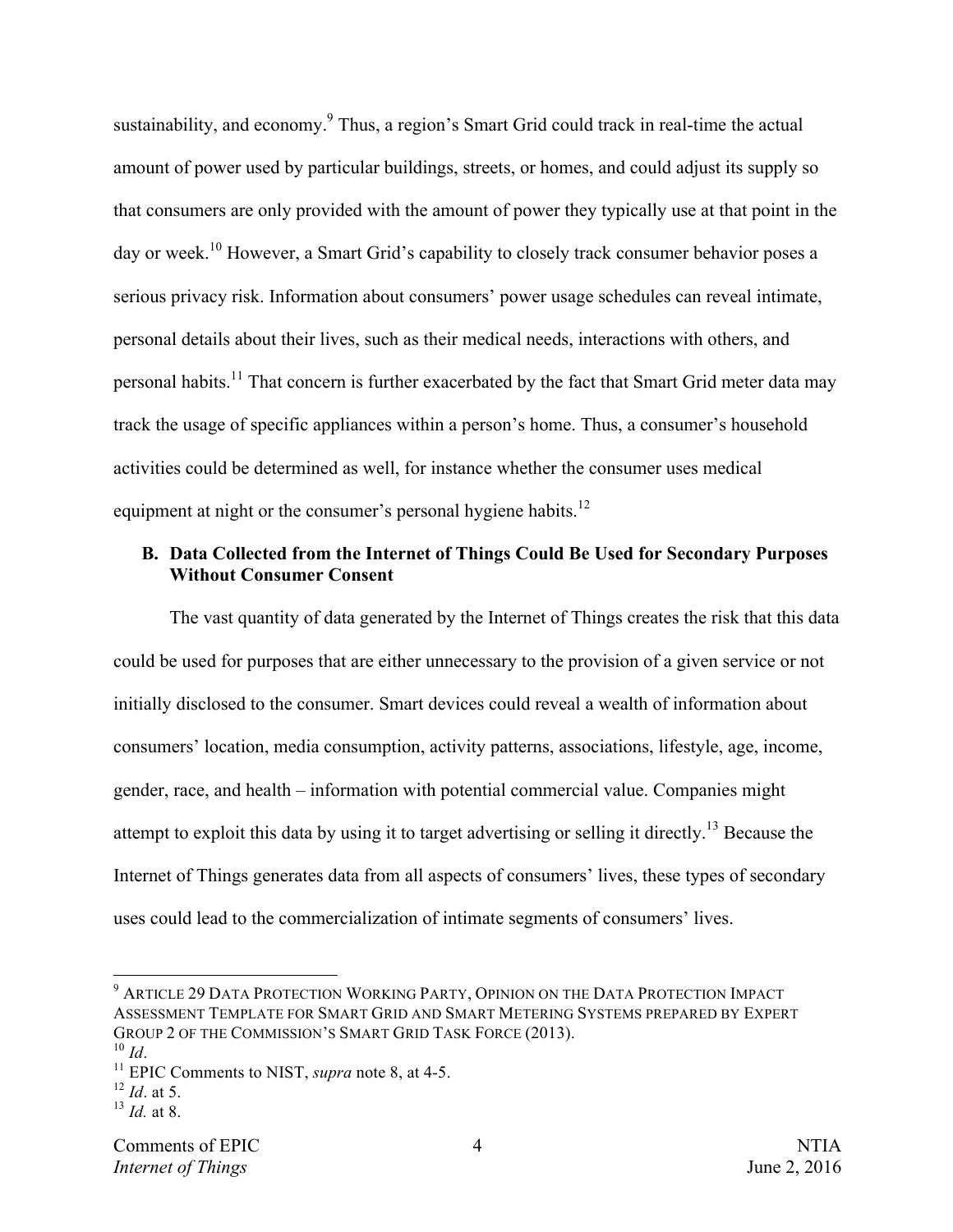sustainability, and economy.[9] Thus, a region's Smart Grid could track in real-time the actual amount of power used by particular buildings, streets, or homes, and could adjust its supply so that consumers are only provided with the amount of power they typically use at that point in the day or week.[10] However, a Smart Grid's capability to closely track consumer behavior poses a serious privacy risk. Information about consumers' power usage schedules can reveal intimate, personal details about their lives, such as their medical needs, interactions with others, and personal habits.[11] That concern is further exacerbated by the fact that Smart Grid meter data may track the usage of specific appliances within a person's home. Thus, a consumer's household activities could be determined as well, for instance whether the consumer uses medical equipment at night or the consumer's personal hygiene habits.[12]

### B. Data Collected from the Internet of Things Could Be Used for Secondary Purposes Without Consumer Consent

The vast quantity of data generated by the Internet of Things creates the risk that this data could be used for purposes that are either unnecessary to the provision of a given service or not initially disclosed to the consumer. Smart devices could reveal a wealth of information about consumers' location, media consumption, activity patterns, associations, lifestyle, age, income, gender, race, and health – information with potential commercial value. Companies might attempt to exploit this data by using it to target advertising or selling it directly.[13] Because the Internet of Things generates data from all aspects of consumers' lives, these types of secondary uses could lead to the commercialization of intimate segments of consumers' lives.

---

[9] ARTICLE 29 DATA PROTECTION WORKING PARTY, OPINION ON THE DATA PROTECTION IMPACT ASSESSMENT TEMPLATE FOR SMART GRID AND SMART METERING SYSTEMS PREPARED BY EXPERT GROUP 2 OF THE COMMISSION'S SMART GRID TASK FORCE (2013).

[10] *Id*.

[11] EPIC Comments to NIST, *supra* note 8, at 4-5.

[12] *Id*. at 5.

[13] *Id.* at 8.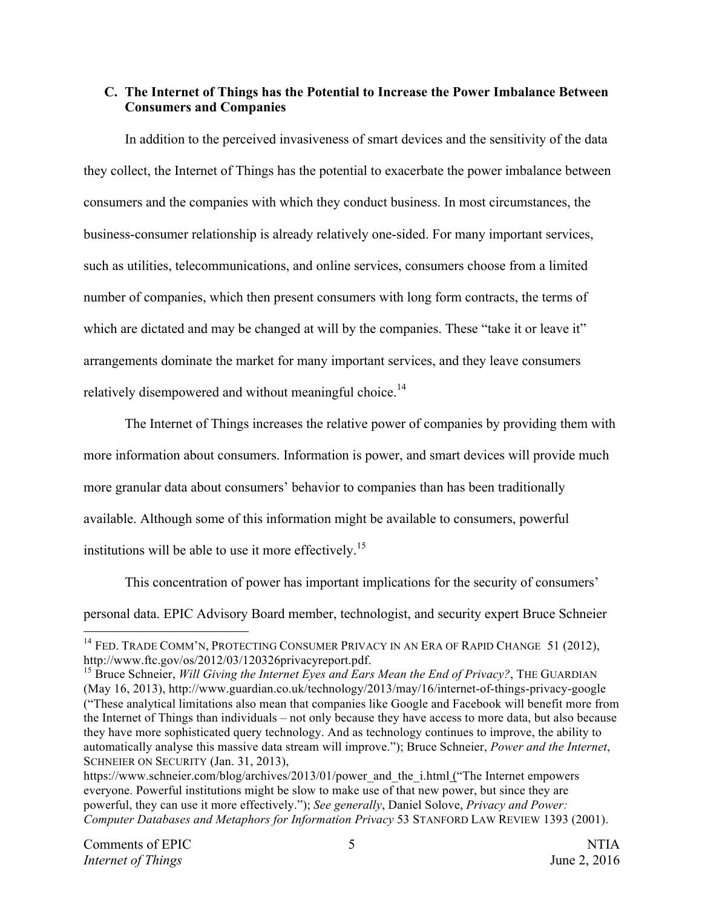### C. The Internet of Things has the Potential to Increase the Power Imbalance Between Consumers and Companies

In addition to the perceived invasiveness of smart devices and the sensitivity of the data they collect, the Internet of Things has the potential to exacerbate the power imbalance between consumers and the companies with which they conduct business. In most circumstances, the business-consumer relationship is already relatively one-sided. For many important services, such as utilities, telecommunications, and online services, consumers choose from a limited number of companies, which then present consumers with long form contracts, the terms of which are dictated and may be changed at will by the companies. These "take it or leave it" arrangements dominate the market for many important services, and they leave consumers relatively disempowered and without meaningful choice.[14]

The Internet of Things increases the relative power of companies by providing them with more information about consumers. Information is power, and smart devices will provide much more granular data about consumers' behavior to companies than has been traditionally available. Although some of this information might be available to consumers, powerful institutions will be able to use it more effectively.[15]

This concentration of power has important implications for the security of consumers' personal data. EPIC Advisory Board member, technologist, and security expert Bruce Schneier

---

[14] FED. TRADE COMM'N, PROTECTING CONSUMER PRIVACY IN AN ERA OF RAPID CHANGE 51 (2012), http://www.ftc.gov/os/2012/03/120326privacyreport.pdf.

[15] Bruce Schneier, *Will Giving the Internet Eyes and Ears Mean the End of Privacy?*, THE GUARDIAN (May 16, 2013), http://www.guardian.co.uk/technology/2013/may/16/internet-of-things-privacy-google ("These analytical limitations also mean that companies like Google and Facebook will benefit more from the Internet of Things than individuals – not only because they have access to more data, but also because they have more sophisticated query technology. And as technology continues to improve, the ability to automatically analyse this massive data stream will improve."); Bruce Schneier, *Power and the Internet*, SCHNEIER ON SECURITY (Jan. 31, 2013), https://www.schneier.com/blog/archives/2013/01/power_and_the_i.html ("The Internet empowers everyone. Powerful institutions might be slow to make use of that new power, but since they are powerful, they can use it more effectively."); *See generally*, Daniel Solove, *Privacy and Power: Computer Databases and Metaphors for Information Privacy* 53 STANFORD LAW REVIEW 1393 (2001).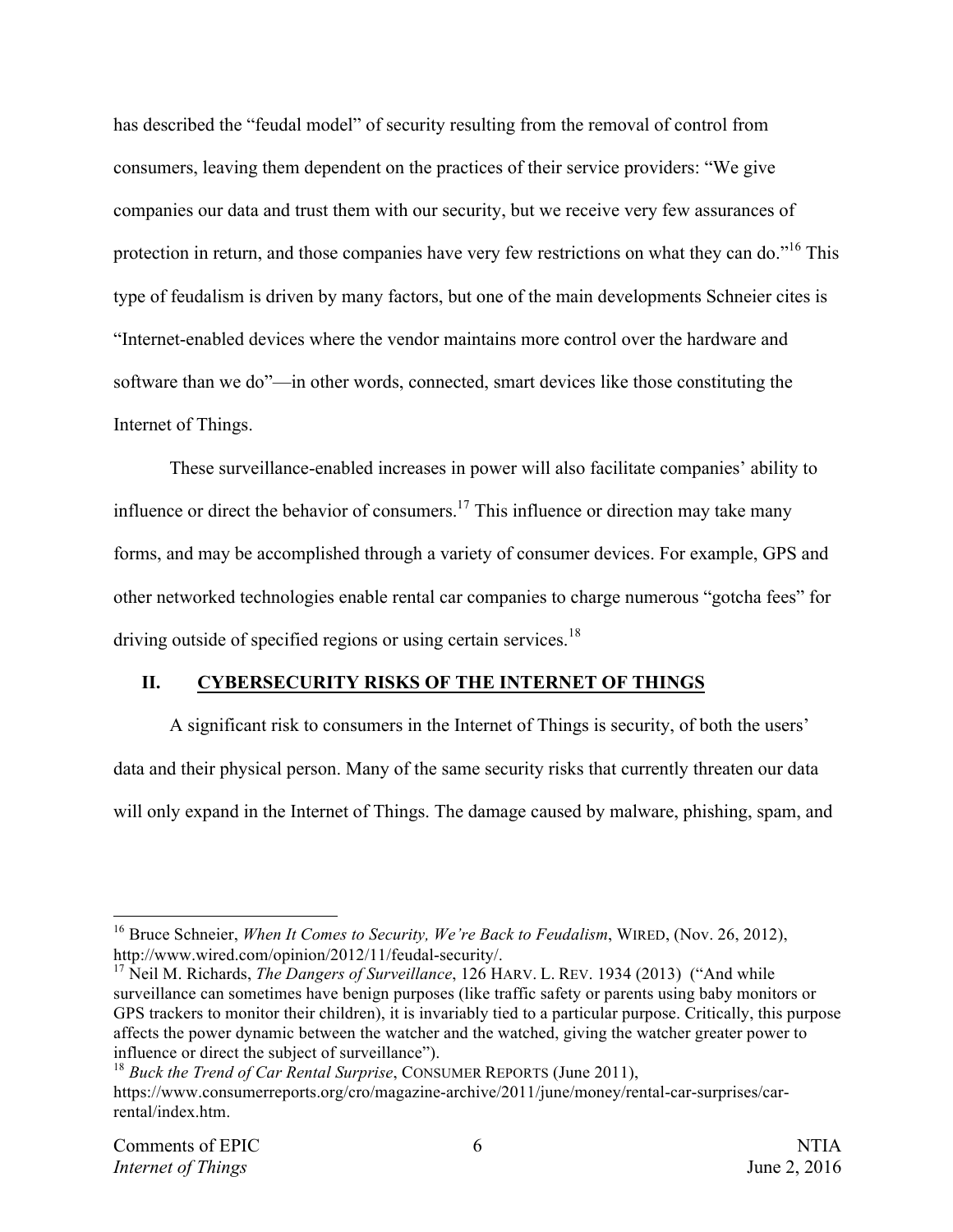has described the "feudal model" of security resulting from the removal of control from consumers, leaving them dependent on the practices of their service providers: "We give companies our data and trust them with our security, but we receive very few assurances of protection in return, and those companies have very few restrictions on what they can do."[16] This type of feudalism is driven by many factors, but one of the main developments Schneier cites is "Internet-enabled devices where the vendor maintains more control over the hardware and software than we do"—in other words, connected, smart devices like those constituting the Internet of Things.

These surveillance-enabled increases in power will also facilitate companies' ability to influence or direct the behavior of consumers.[17] This influence or direction may take many forms, and may be accomplished through a variety of consumer devices. For example, GPS and other networked technologies enable rental car companies to charge numerous "gotcha fees" for driving outside of specified regions or using certain services.[18]

## II. CYBERSECURITY RISKS OF THE INTERNET OF THINGS

A significant risk to consumers in the Internet of Things is security, of both the users' data and their physical person. Many of the same security risks that currently threaten our data will only expand in the Internet of Things. The damage caused by malware, phishing, spam, and

---

[16] Bruce Schneier, *When It Comes to Security, We're Back to Feudalism*, WIRED, (Nov. 26, 2012), http://www.wired.com/opinion/2012/11/feudal-security/.

[17] Neil M. Richards, *The Dangers of Surveillance*, 126 HARV. L. REV. 1934 (2013) ("And while surveillance can sometimes have benign purposes (like traffic safety or parents using baby monitors or GPS trackers to monitor their children), it is invariably tied to a particular purpose. Critically, this purpose affects the power dynamic between the watcher and the watched, giving the watcher greater power to influence or direct the subject of surveillance").

[18] *Buck the Trend of Car Rental Surprise*, CONSUMER REPORTS (June 2011), https://www.consumerreports.org/cro/magazine-archive/2011/june/money/rental-car-surprises/car-rental/index.htm.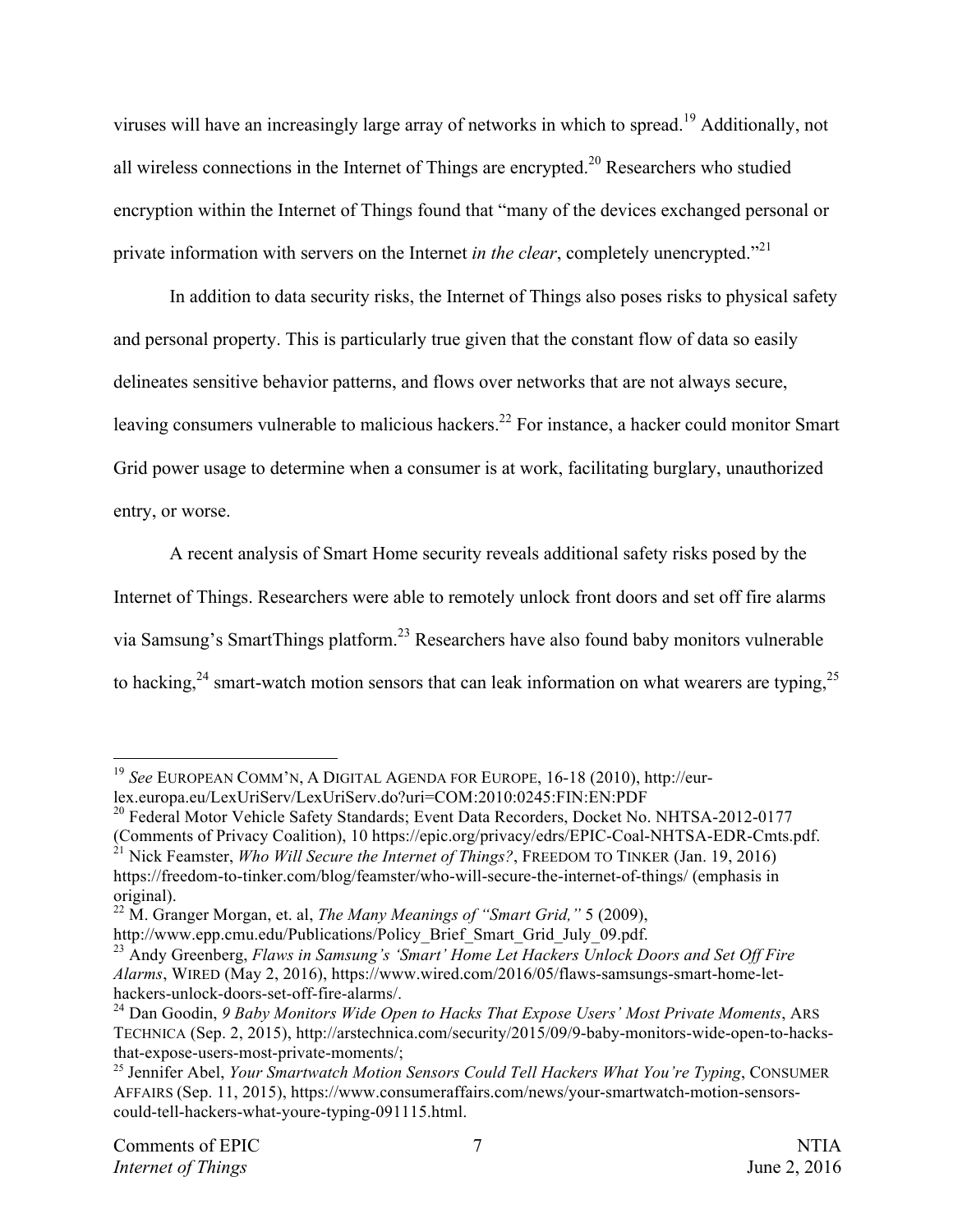viruses will have an increasingly large array of networks in which to spread.[19] Additionally, not all wireless connections in the Internet of Things are encrypted.[20] Researchers who studied encryption within the Internet of Things found that "many of the devices exchanged personal or private information with servers on the Internet *in the clear*, completely unencrypted."[21]

In addition to data security risks, the Internet of Things also poses risks to physical safety and personal property. This is particularly true given that the constant flow of data so easily delineates sensitive behavior patterns, and flows over networks that are not always secure, leaving consumers vulnerable to malicious hackers.[22] For instance, a hacker could monitor Smart Grid power usage to determine when a consumer is at work, facilitating burglary, unauthorized entry, or worse.

A recent analysis of Smart Home security reveals additional safety risks posed by the Internet of Things. Researchers were able to remotely unlock front doors and set off fire alarms via Samsung's SmartThings platform.[23] Researchers have also found baby monitors vulnerable to hacking,[24] smart-watch motion sensors that can leak information on what wearers are typing,[25]

---

[19] *See* EUROPEAN COMM'N, A DIGITAL AGENDA FOR EUROPE, 16-18 (2010), http://eur-lex.europa.eu/LexUriServ/LexUriServ.do?uri=COM:2010:0245:FIN:EN:PDF

[20] Federal Motor Vehicle Safety Standards; Event Data Recorders, Docket No. NHTSA-2012-0177 (Comments of Privacy Coalition), 10 https://epic.org/privacy/edrs/EPIC-Coal-NHTSA-EDR-Cmts.pdf.

[21] Nick Feamster, *Who Will Secure the Internet of Things?*, FREEDOM TO TINKER (Jan. 19, 2016) https://freedom-to-tinker.com/blog/feamster/who-will-secure-the-internet-of-things/ (emphasis in original).

[22] M. Granger Morgan, et. al, *The Many Meanings of "Smart Grid,"* 5 (2009), http://www.epp.cmu.edu/Publications/Policy_Brief_Smart_Grid_July_09.pdf.

[23] Andy Greenberg, *Flaws in Samsung's 'Smart' Home Let Hackers Unlock Doors and Set Off Fire Alarms*, WIRED (May 2, 2016), https://www.wired.com/2016/05/flaws-samsungs-smart-home-let-hackers-unlock-doors-set-off-fire-alarms/.

[24] Dan Goodin, *9 Baby Monitors Wide Open to Hacks That Expose Users' Most Private Moments*, ARS TECHNICA (Sep. 2, 2015), http://arstechnica.com/security/2015/09/9-baby-monitors-wide-open-to-hacks-that-expose-users-most-private-moments/;

[25] Jennifer Abel, *Your Smartwatch Motion Sensors Could Tell Hackers What You're Typing*, CONSUMER AFFAIRS (Sep. 11, 2015), https://www.consumeraffairs.com/news/your-smartwatch-motion-sensors-could-tell-hackers-what-youre-typing-091115.html.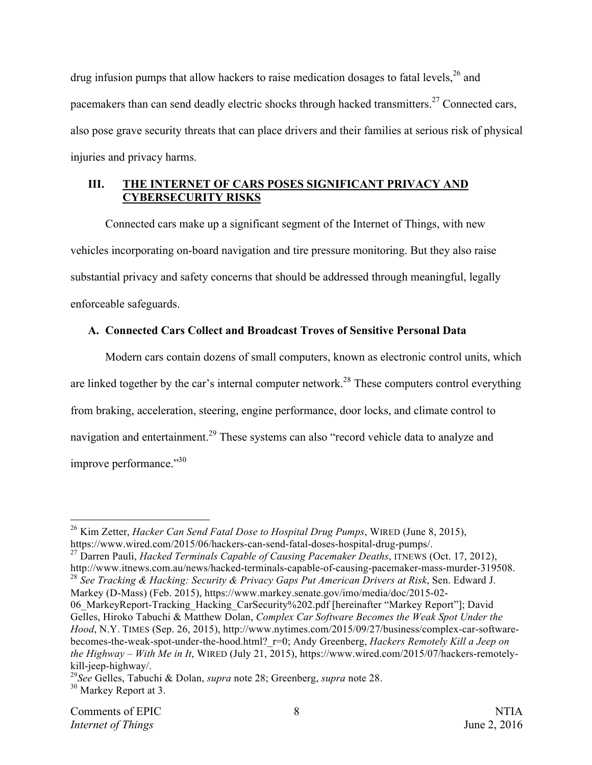drug infusion pumps that allow hackers to raise medication dosages to fatal levels,[26] and pacemakers than can send deadly electric shocks through hacked transmitters.[27] Connected cars, also pose grave security threats that can place drivers and their families at serious risk of physical injuries and privacy harms.

## III. THE INTERNET OF CARS POSES SIGNIFICANT PRIVACY AND CYBERSECURITY RISKS

Connected cars make up a significant segment of the Internet of Things, with new vehicles incorporating on-board navigation and tire pressure monitoring. But they also raise substantial privacy and safety concerns that should be addressed through meaningful, legally enforceable safeguards.

### A. Connected Cars Collect and Broadcast Troves of Sensitive Personal Data

Modern cars contain dozens of small computers, known as electronic control units, which are linked together by the car's internal computer network.[28] These computers control everything from braking, acceleration, steering, engine performance, door locks, and climate control to navigation and entertainment.[29] These systems can also "record vehicle data to analyze and improve performance."[30]

---

[26] Kim Zetter, *Hacker Can Send Fatal Dose to Hospital Drug Pumps*, WIRED (June 8, 2015), https://www.wired.com/2015/06/hackers-can-send-fatal-doses-hospital-drug-pumps/.

[27] Darren Pauli, *Hacked Terminals Capable of Causing Pacemaker Deaths*, ITNEWS (Oct. 17, 2012), http://www.itnews.com.au/news/hacked-terminals-capable-of-causing-pacemaker-mass-murder-319508.

[28] *See Tracking & Hacking: Security & Privacy Gaps Put American Drivers at Risk*, Sen. Edward J. Markey (D-Mass) (Feb. 2015), https://www.markey.senate.gov/imo/media/doc/2015-02-06_MarkeyReport-Tracking_Hacking_CarSecurity%202.pdf [hereinafter "Markey Report"]; David Gelles, Hiroko Tabuchi & Matthew Dolan, *Complex Car Software Becomes the Weak Spot Under the Hood*, N.Y. TIMES (Sep. 26, 2015), http://www.nytimes.com/2015/09/27/business/complex-car-software-becomes-the-weak-spot-under-the-hood.html?_r=0; Andy Greenberg, *Hackers Remotely Kill a Jeep on the Highway – With Me in It*, WIRED (July 21, 2015), https://www.wired.com/2015/07/hackers-remotely-kill-jeep-highway/.

[29] *See* Gelles, Tabuchi & Dolan, *supra* note 28; Greenberg, *supra* note 28.

[30] Markey Report at 3.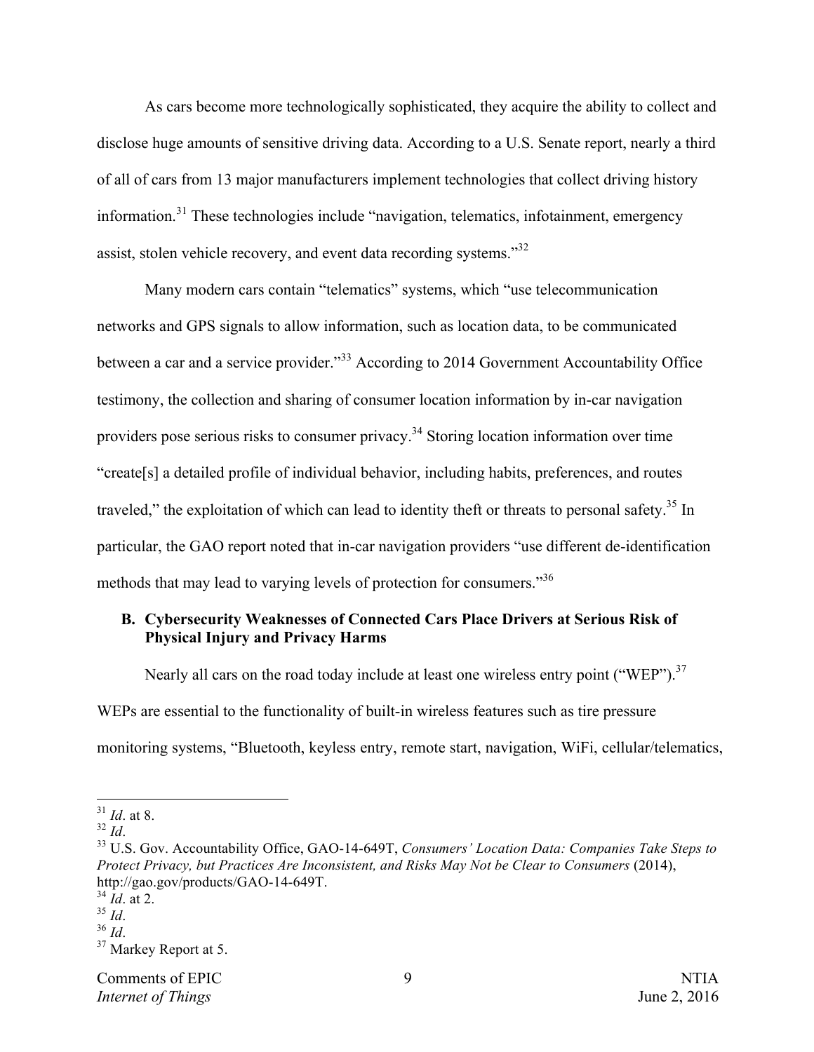As cars become more technologically sophisticated, they acquire the ability to collect and disclose huge amounts of sensitive driving data. According to a U.S. Senate report, nearly a third of all of cars from 13 major manufacturers implement technologies that collect driving history information.[31] These technologies include "navigation, telematics, infotainment, emergency assist, stolen vehicle recovery, and event data recording systems."[32]

Many modern cars contain "telematics" systems, which "use telecommunication networks and GPS signals to allow information, such as location data, to be communicated between a car and a service provider."[33] According to 2014 Government Accountability Office testimony, the collection and sharing of consumer location information by in-car navigation providers pose serious risks to consumer privacy.[34] Storing location information over time "create[s] a detailed profile of individual behavior, including habits, preferences, and routes traveled," the exploitation of which can lead to identity theft or threats to personal safety.[35] In particular, the GAO report noted that in-car navigation providers "use different de-identification methods that may lead to varying levels of protection for consumers."[36]

### B. Cybersecurity Weaknesses of Connected Cars Place Drivers at Serious Risk of Physical Injury and Privacy Harms

Nearly all cars on the road today include at least one wireless entry point ("WEP").[37] WEPs are essential to the functionality of built-in wireless features such as tire pressure monitoring systems, "Bluetooth, keyless entry, remote start, navigation, WiFi, cellular/telematics,

---

[31] *Id*. at 8.
[32] *Id*.
[33] U.S. Gov. Accountability Office, GAO-14-649T, *Consumers' Location Data: Companies Take Steps to Protect Privacy, but Practices Are Inconsistent, and Risks May Not be Clear to Consumers* (2014), http://gao.gov/products/GAO-14-649T.
[34] *Id*. at 2.
[35] *Id*.
[36] *Id*.
[37] Markey Report at 5.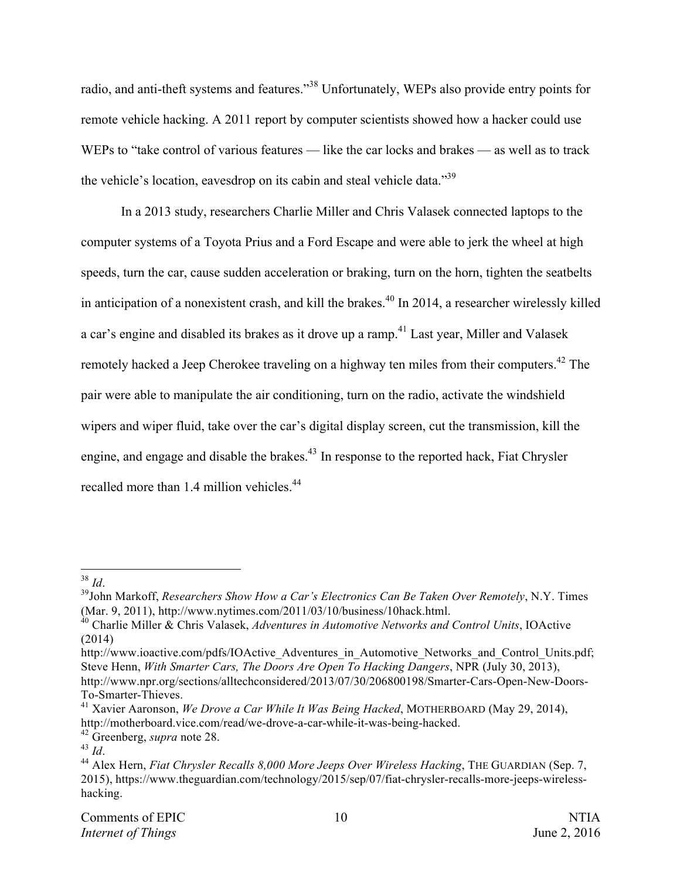radio, and anti-theft systems and features."[38] Unfortunately, WEPs also provide entry points for remote vehicle hacking. A 2011 report by computer scientists showed how a hacker could use WEPs to "take control of various features — like the car locks and brakes — as well as to track the vehicle's location, eavesdrop on its cabin and steal vehicle data."[39]

In a 2013 study, researchers Charlie Miller and Chris Valasek connected laptops to the computer systems of a Toyota Prius and a Ford Escape and were able to jerk the wheel at high speeds, turn the car, cause sudden acceleration or braking, turn on the horn, tighten the seatbelts in anticipation of a nonexistent crash, and kill the brakes.[40] In 2014, a researcher wirelessly killed a car's engine and disabled its brakes as it drove up a ramp.[41] Last year, Miller and Valasek remotely hacked a Jeep Cherokee traveling on a highway ten miles from their computers.[42] The pair were able to manipulate the air conditioning, turn on the radio, activate the windshield wipers and wiper fluid, take over the car's digital display screen, cut the transmission, kill the engine, and engage and disable the brakes.[43] In response to the reported hack, Fiat Chrysler recalled more than 1.4 million vehicles.[44]

---

[38] *Id*.

[39] John Markoff, *Researchers Show How a Car's Electronics Can Be Taken Over Remotely*, N.Y. Times (Mar. 9, 2011), http://www.nytimes.com/2011/03/10/business/10hack.html.

[40] Charlie Miller & Chris Valasek, *Adventures in Automotive Networks and Control Units*, IOActive (2014) http://www.ioactive.com/pdfs/IOActive_Adventures_in_Automotive_Networks_and_Control_Units.pdf; Steve Henn, *With Smarter Cars, The Doors Are Open To Hacking Dangers*, NPR (July 30, 2013), http://www.npr.org/sections/alltechconsidered/2013/07/30/206800198/Smarter-Cars-Open-New-Doors-To-Smarter-Thieves.

[41] Xavier Aaronson, *We Drove a Car While It Was Being Hacked*, MOTHERBOARD (May 29, 2014), http://motherboard.vice.com/read/we-drove-a-car-while-it-was-being-hacked.

[42] Greenberg, *supra* note 28.

[43] *Id*.

[44] Alex Hern, *Fiat Chrysler Recalls 8,000 More Jeeps Over Wireless Hacking*, THE GUARDIAN (Sep. 7, 2015), https://www.theguardian.com/technology/2015/sep/07/fiat-chrysler-recalls-more-jeeps-wireless-hacking.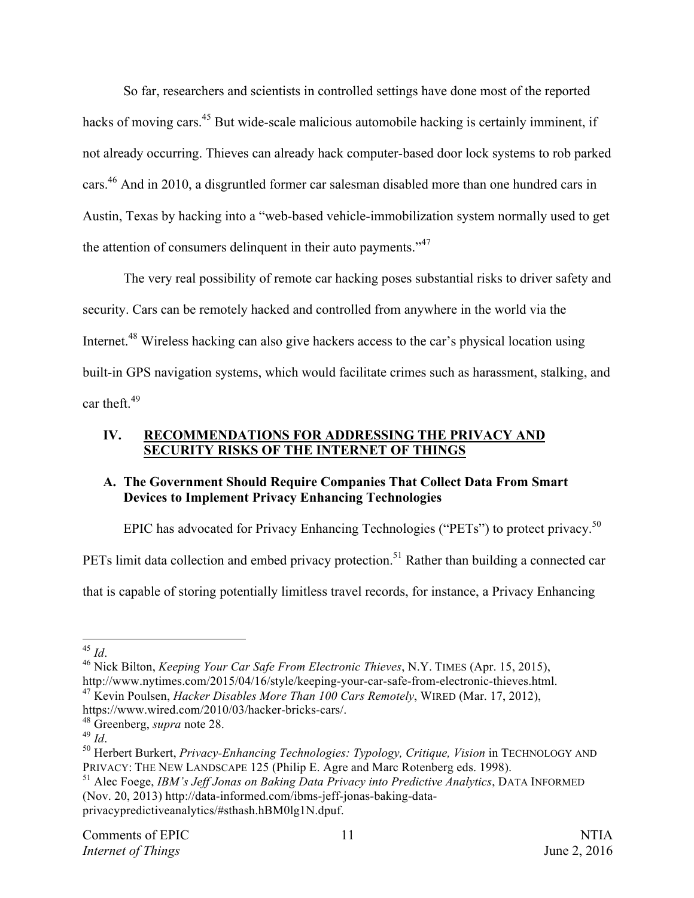So far, researchers and scientists in controlled settings have done most of the reported hacks of moving cars.[45] But wide-scale malicious automobile hacking is certainly imminent, if not already occurring. Thieves can already hack computer-based door lock systems to rob parked cars.[46] And in 2010, a disgruntled former car salesman disabled more than one hundred cars in Austin, Texas by hacking into a "web-based vehicle-immobilization system normally used to get the attention of consumers delinquent in their auto payments."[47]

The very real possibility of remote car hacking poses substantial risks to driver safety and security. Cars can be remotely hacked and controlled from anywhere in the world via the Internet.[48] Wireless hacking can also give hackers access to the car's physical location using built-in GPS navigation systems, which would facilitate crimes such as harassment, stalking, and car theft.[49]

## IV. RECOMMENDATIONS FOR ADDRESSING THE PRIVACY AND SECURITY RISKS OF THE INTERNET OF THINGS

### A. The Government Should Require Companies That Collect Data From Smart Devices to Implement Privacy Enhancing Technologies

EPIC has advocated for Privacy Enhancing Technologies ("PETs") to protect privacy.[50] PETs limit data collection and embed privacy protection.[51] Rather than building a connected car that is capable of storing potentially limitless travel records, for instance, a Privacy Enhancing

---

[45] *Id*.

[46] Nick Bilton, *Keeping Your Car Safe From Electronic Thieves*, N.Y. TIMES (Apr. 15, 2015), http://www.nytimes.com/2015/04/16/style/keeping-your-car-safe-from-electronic-thieves.html.

[47] Kevin Poulsen, *Hacker Disables More Than 100 Cars Remotely*, WIRED (Mar. 17, 2012), https://www.wired.com/2010/03/hacker-bricks-cars/.

[48] Greenberg, *supra* note 28.

[49] *Id*.

[50] Herbert Burkert, *Privacy-Enhancing Technologies: Typology, Critique, Vision* in TECHNOLOGY AND PRIVACY: THE NEW LANDSCAPE 125 (Philip E. Agre and Marc Rotenberg eds. 1998).

[51] Alec Foege, *IBM's Jeff Jonas on Baking Data Privacy into Predictive Analytics*, DATA INFORMED (Nov. 20, 2013) http://data-informed.com/ibms-jeff-jonas-baking-data-privacypredictiveanalytics/#sthash.hBM0lg1N.dpuf.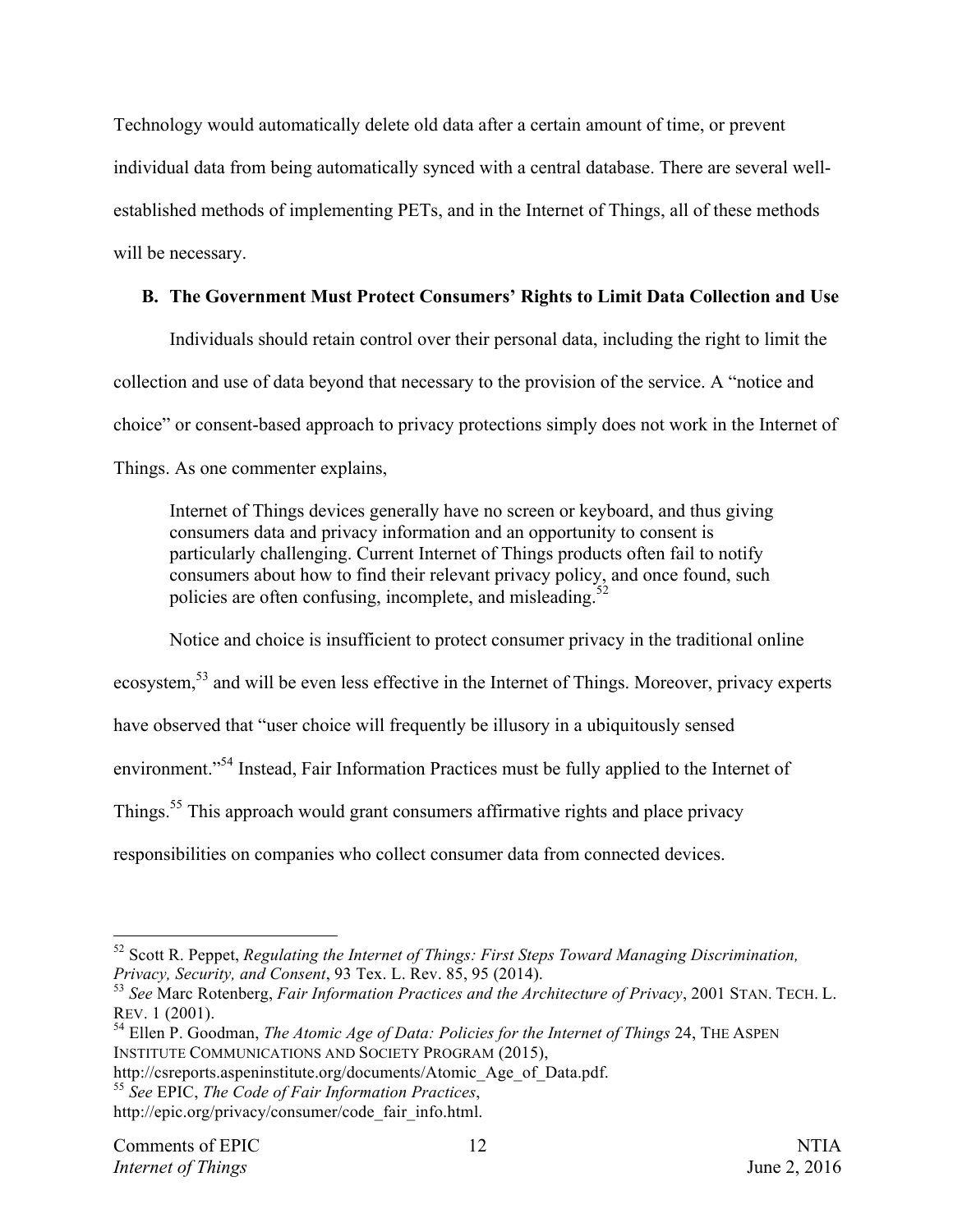Technology would automatically delete old data after a certain amount of time, or prevent individual data from being automatically synced with a central database. There are several well-established methods of implementing PETs, and in the Internet of Things, all of these methods will be necessary.

### B. The Government Must Protect Consumers' Rights to Limit Data Collection and Use

Individuals should retain control over their personal data, including the right to limit the collection and use of data beyond that necessary to the provision of the service. A "notice and choice" or consent-based approach to privacy protections simply does not work in the Internet of Things. As one commenter explains,

> Internet of Things devices generally have no screen or keyboard, and thus giving consumers data and privacy information and an opportunity to consent is particularly challenging. Current Internet of Things products often fail to notify consumers about how to find their relevant privacy policy, and once found, such policies are often confusing, incomplete, and misleading.[52]

Notice and choice is insufficient to protect consumer privacy in the traditional online ecosystem,[53] and will be even less effective in the Internet of Things. Moreover, privacy experts have observed that "user choice will frequently be illusory in a ubiquitously sensed environment."[54] Instead, Fair Information Practices must be fully applied to the Internet of Things.[55] This approach would grant consumers affirmative rights and place privacy responsibilities on companies who collect consumer data from connected devices.

---

[52] Scott R. Peppet, *Regulating the Internet of Things: First Steps Toward Managing Discrimination, Privacy, Security, and Consent*, 93 Tex. L. Rev. 85, 95 (2014).

[53] *See* Marc Rotenberg, *Fair Information Practices and the Architecture of Privacy*, 2001 STAN. TECH. L. REV. 1 (2001).

[54] Ellen P. Goodman, *The Atomic Age of Data: Policies for the Internet of Things* 24, THE ASPEN INSTITUTE COMMUNICATIONS AND SOCIETY PROGRAM (2015), http://csreports.aspeninstitute.org/documents/Atomic_Age_of_Data.pdf.

[55] *See* EPIC, *The Code of Fair Information Practices*, http://epic.org/privacy/consumer/code_fair_info.html.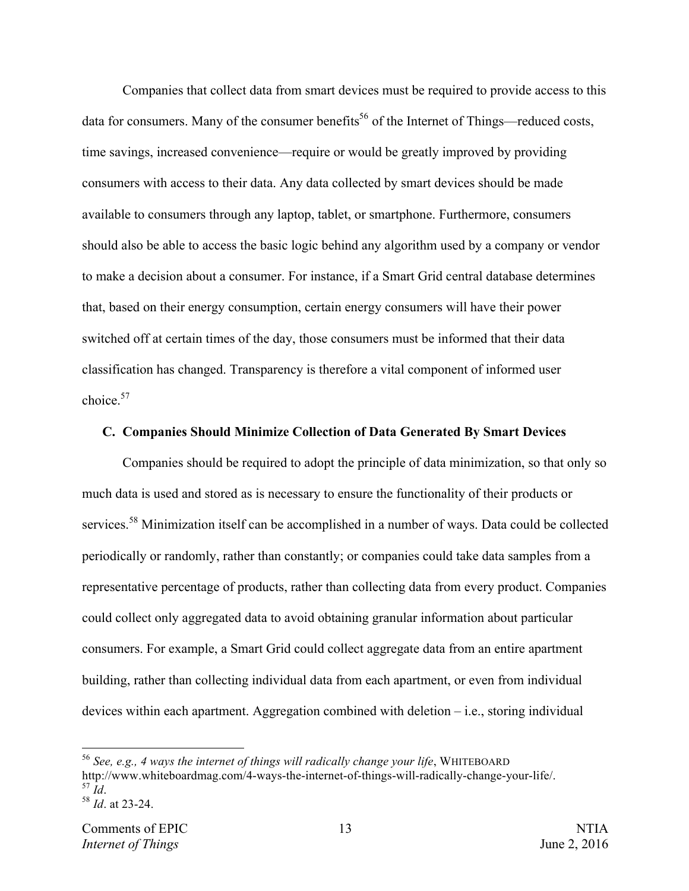Companies that collect data from smart devices must be required to provide access to this data for consumers. Many of the consumer benefits[56] of the Internet of Things—reduced costs, time savings, increased convenience—require or would be greatly improved by providing consumers with access to their data. Any data collected by smart devices should be made available to consumers through any laptop, tablet, or smartphone. Furthermore, consumers should also be able to access the basic logic behind any algorithm used by a company or vendor to make a decision about a consumer. For instance, if a Smart Grid central database determines that, based on their energy consumption, certain energy consumers will have their power switched off at certain times of the day, those consumers must be informed that their data classification has changed. Transparency is therefore a vital component of informed user choice.[57]

### C. Companies Should Minimize Collection of Data Generated By Smart Devices

Companies should be required to adopt the principle of data minimization, so that only so much data is used and stored as is necessary to ensure the functionality of their products or services.[58] Minimization itself can be accomplished in a number of ways. Data could be collected periodically or randomly, rather than constantly; or companies could take data samples from a representative percentage of products, rather than collecting data from every product. Companies could collect only aggregated data to avoid obtaining granular information about particular consumers. For example, a Smart Grid could collect aggregate data from an entire apartment building, rather than collecting individual data from each apartment, or even from individual devices within each apartment. Aggregation combined with deletion – i.e., storing individual

---

[56] *See, e.g., 4 ways the internet of things will radically change your life*, WHITEBOARD http://www.whiteboardmag.com/4-ways-the-internet-of-things-will-radically-change-your-life/.

[57] *Id*.

[58] *Id*. at 23-24.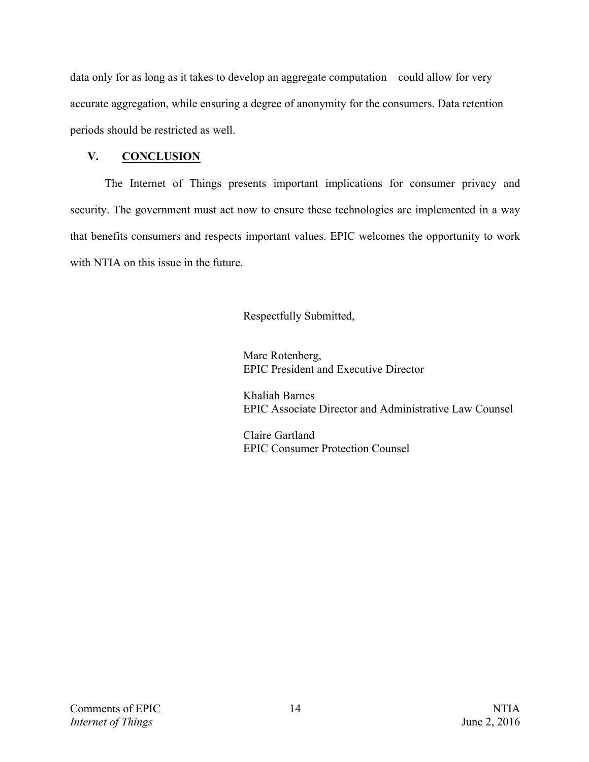data only for as long as it takes to develop an aggregate computation – could allow for very accurate aggregation, while ensuring a degree of anonymity for the consumers. Data retention periods should be restricted as well.

## V. CONCLUSION

The Internet of Things presents important implications for consumer privacy and security. The government must act now to ensure these technologies are implemented in a way that benefits consumers and respects important values. EPIC welcomes the opportunity to work with NTIA on this issue in the future.

Respectfully Submitted,

Marc Rotenberg,
EPIC President and Executive Director

Khaliah Barnes
EPIC Associate Director and Administrative Law Counsel

Claire Gartland
EPIC Consumer Protection Counsel